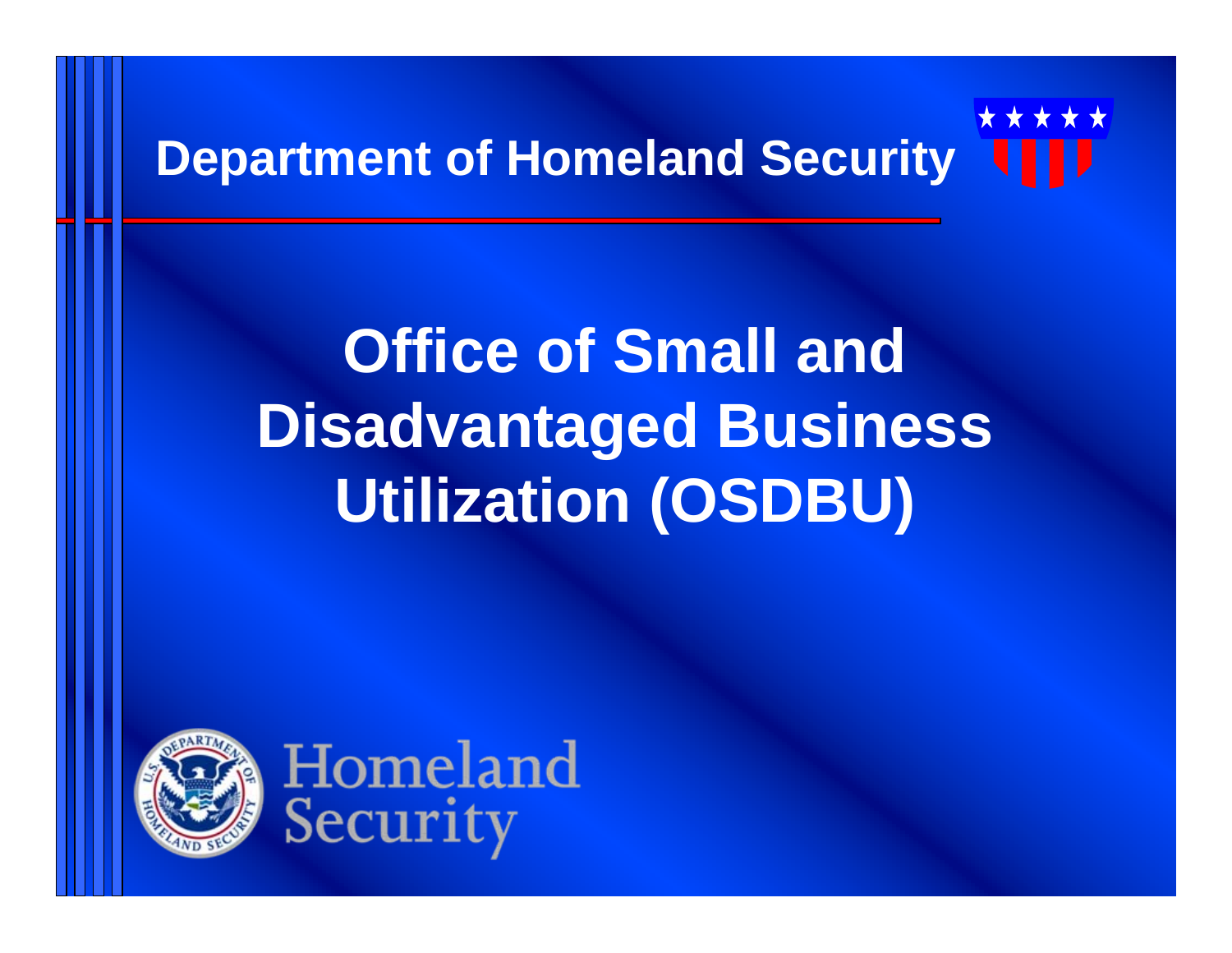Department of Homeland Security

# Office of Small and Disadvantaged Business Utilization (OSDBU)

Homeland Security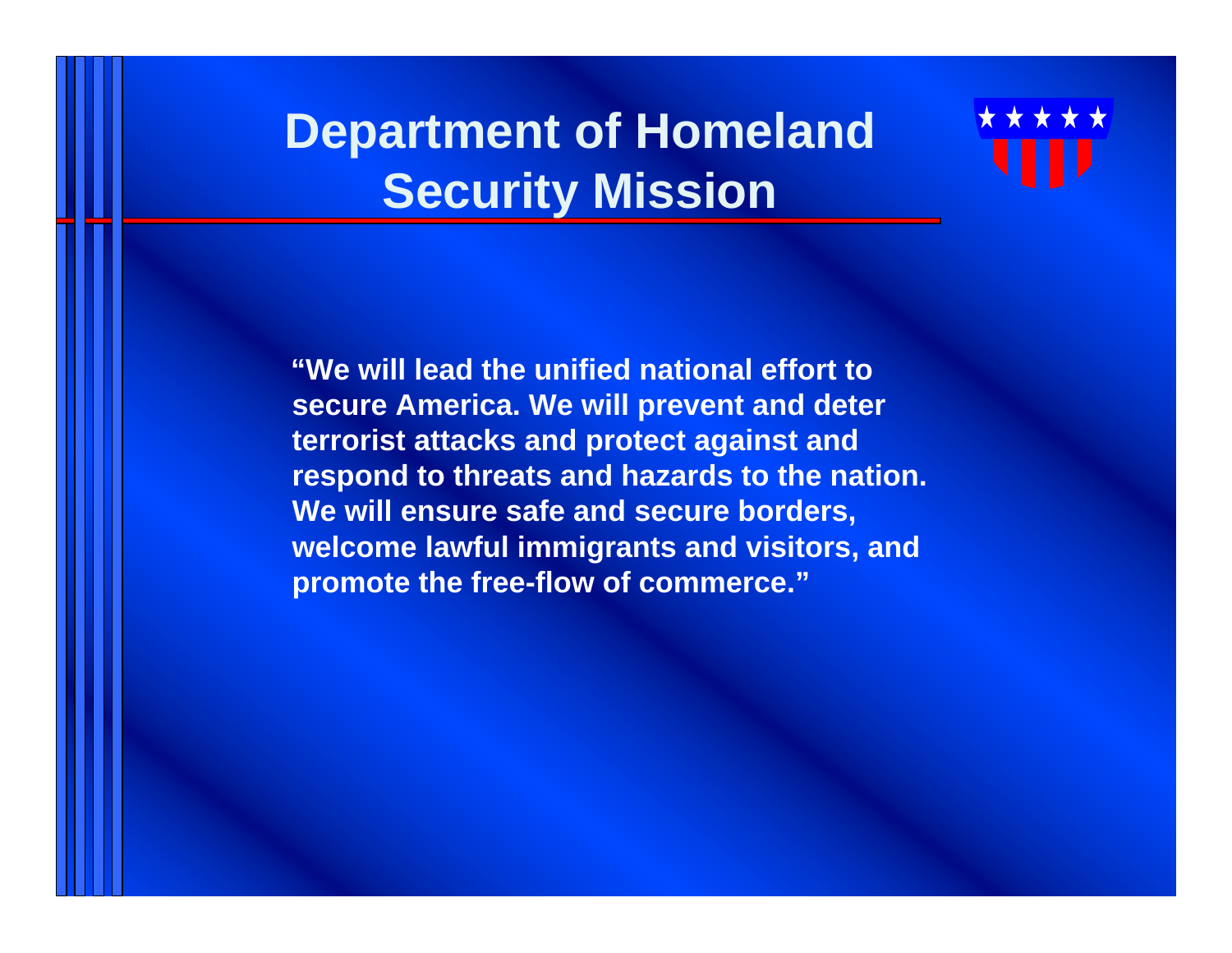# Department of Homeland Security Mission

**"We will lead the unified national effort to secure America. We will prevent and deter terrorist attacks and protect against and respond to threats and hazards to the nation. We will ensure safe and secure borders, welcome lawful immigrants and visitors, and promote the free-flow of commerce."**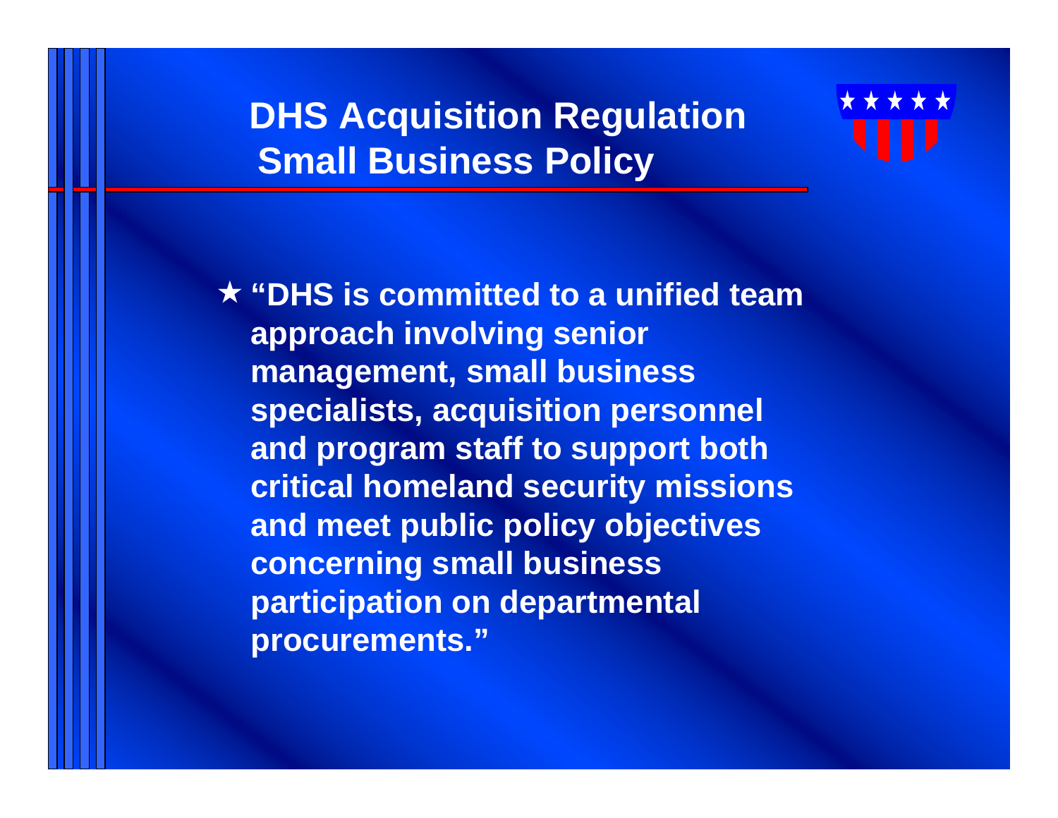# DHS Acquisition Regulation Small Business Policy

- ★ "DHS is committed to a unified team approach involving senior management, small business specialists, acquisition personnel and program staff to support both critical homeland security missions and meet public policy objectives concerning small business participation on departmental procurements."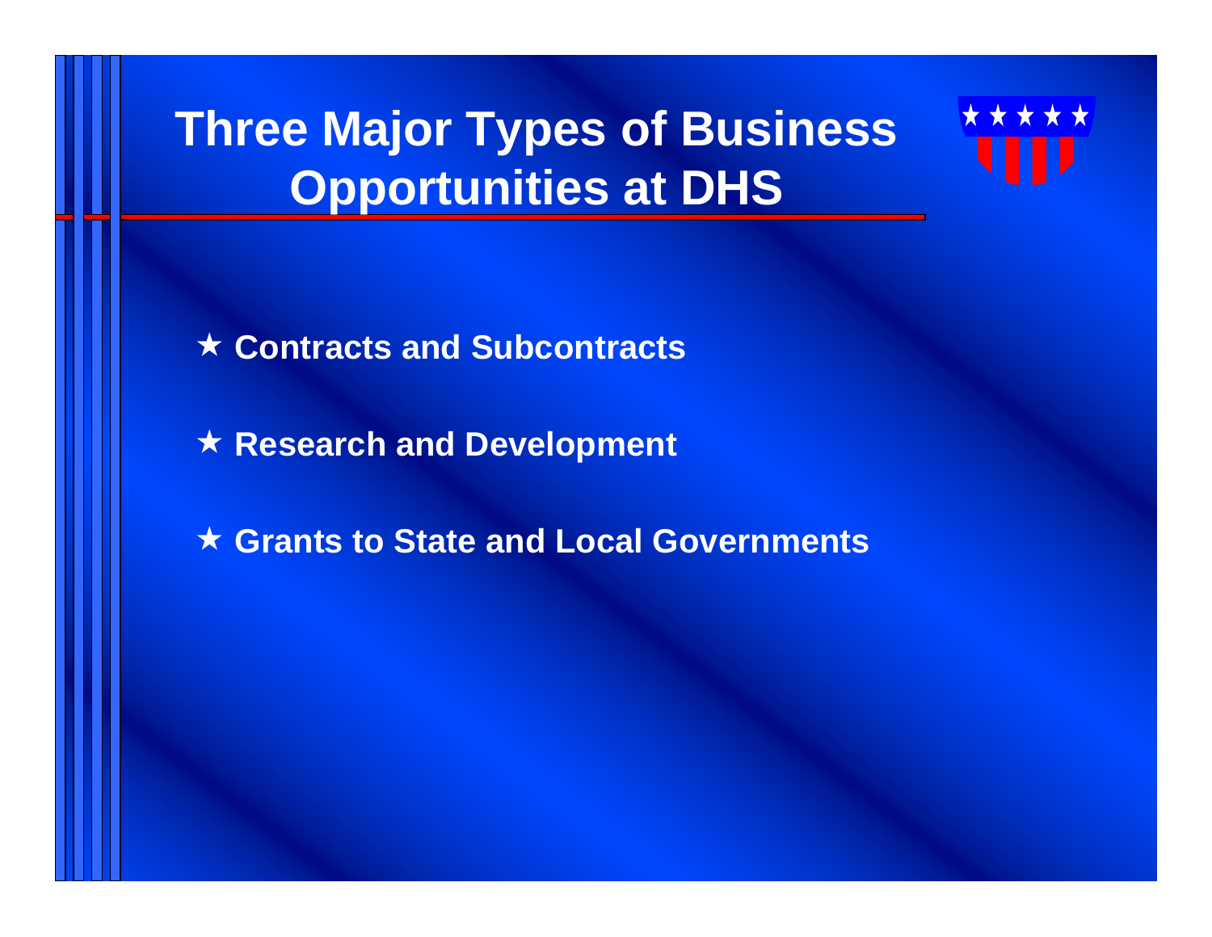# Three Major Types of Business Opportunities at DHS

- ★ **Contracts and Subcontracts**
- ★ **Research and Development**
- ★ **Grants to State and Local Governments**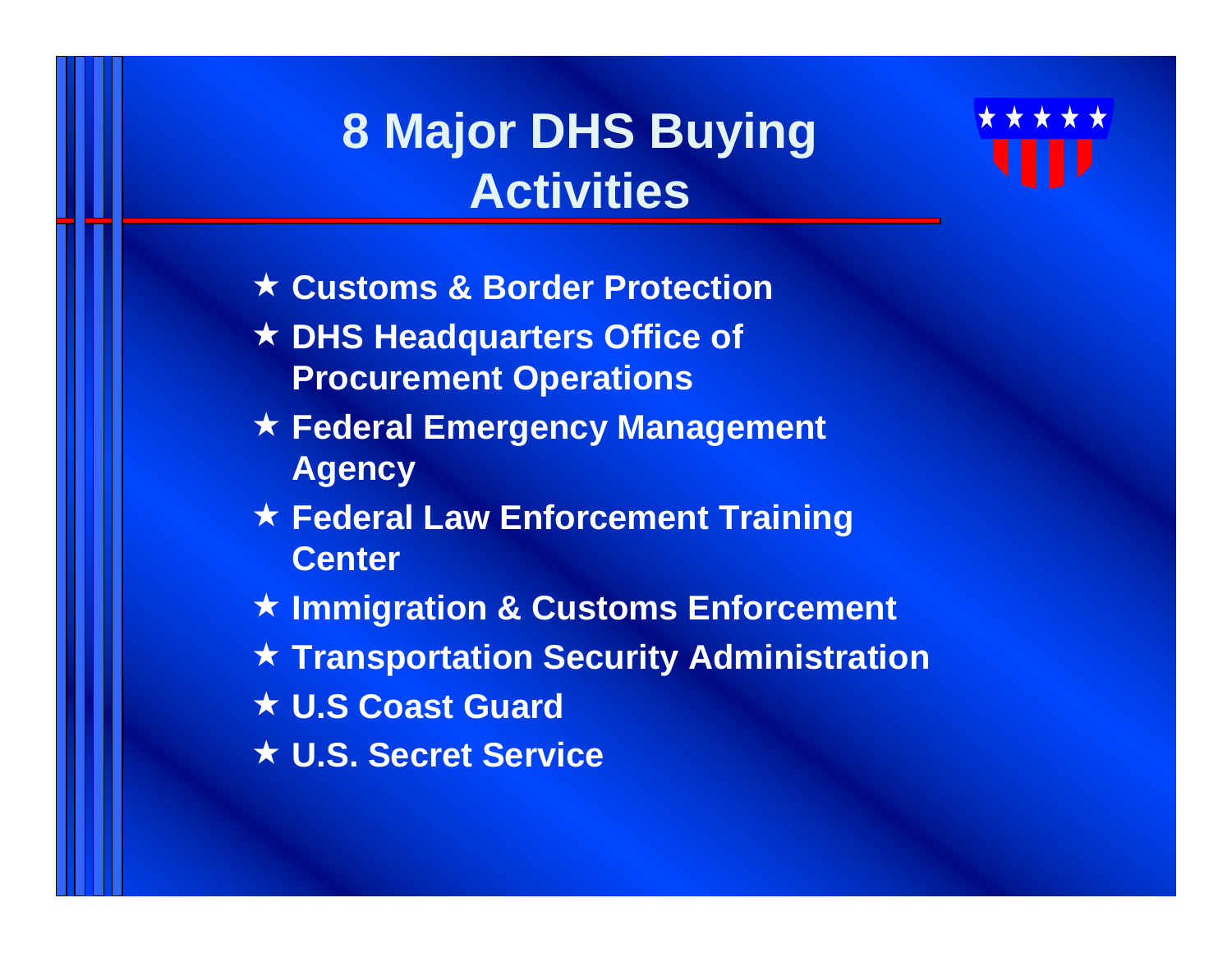# 8 Major DHS Buying Activities

- ★ Customs & Border Protection
- ★ DHS Headquarters Office of Procurement Operations
- ★ Federal Emergency Management Agency
- ★ Federal Law Enforcement Training Center
- ★ Immigration & Customs Enforcement
- ★ Transportation Security Administration
- ★ U.S Coast Guard
- ★ U.S. Secret Service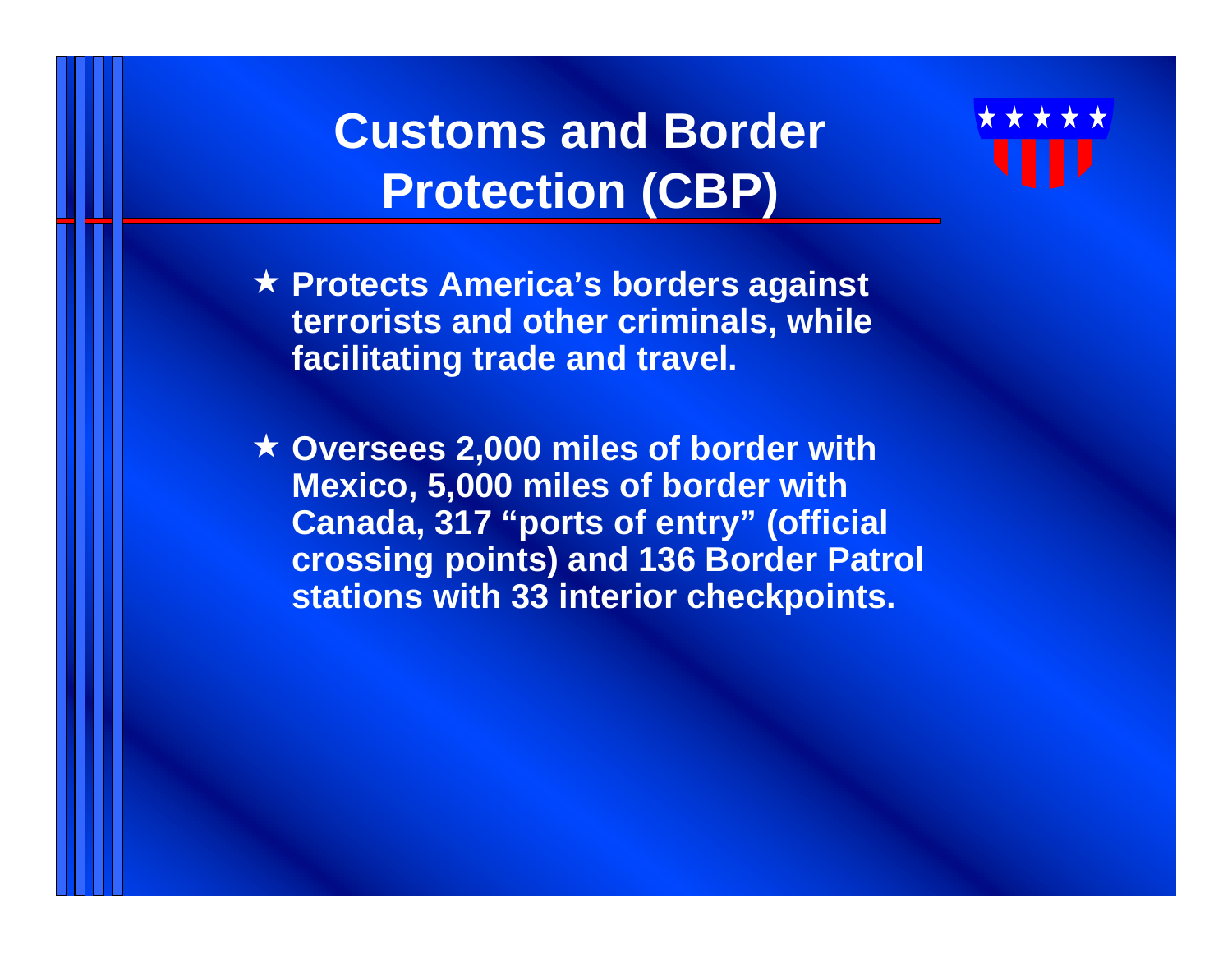# Customs and Border Protection (CBP)

- ★ **Protects America's borders against terrorists and other criminals, while facilitating trade and travel.**

- ★ **Oversees 2,000 miles of border with Mexico, 5,000 miles of border with Canada, 317 "ports of entry" (official crossing points) and 136 Border Patrol stations with 33 interior checkpoints.**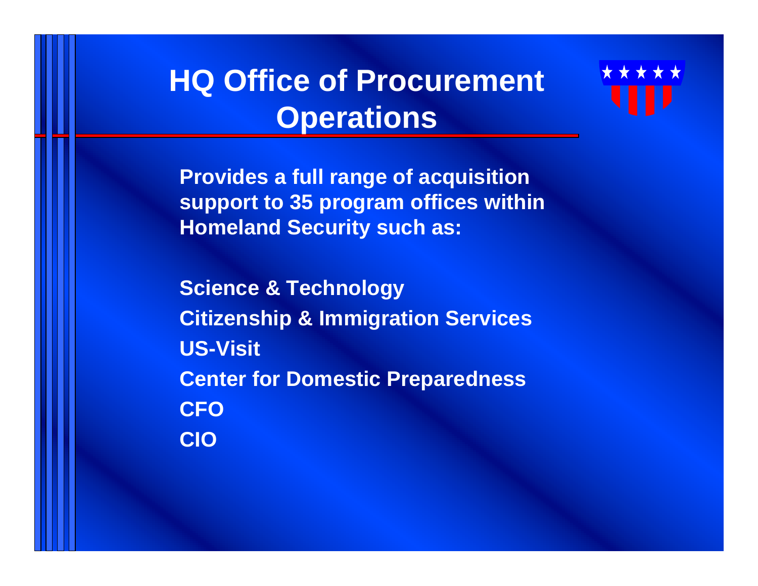# HQ Office of Procurement Operations

**Provides a full range of acquisition support to 35 program offices within Homeland Security such as:**

**Science & Technology**
**Citizenship & Immigration Services**
**US-Visit**
**Center for Domestic Preparedness**
**CFO**
**CIO**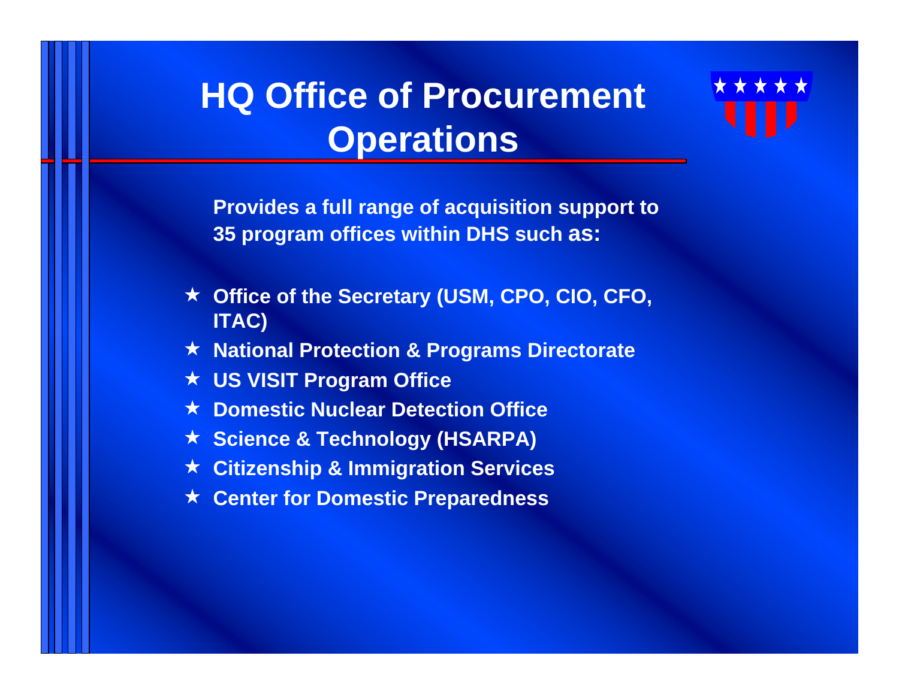# HQ Office of Procurement Operations

**Provides a full range of acquisition support to 35 program offices within DHS such as:**

- **Office of the Secretary (USM, CPO, CIO, CFO, ITAC)**
- **National Protection & Programs Directorate**
- **US VISIT Program Office**
- **Domestic Nuclear Detection Office**
- **Science & Technology (HSARPA)**
- **Citizenship & Immigration Services**
- **Center for Domestic Preparedness**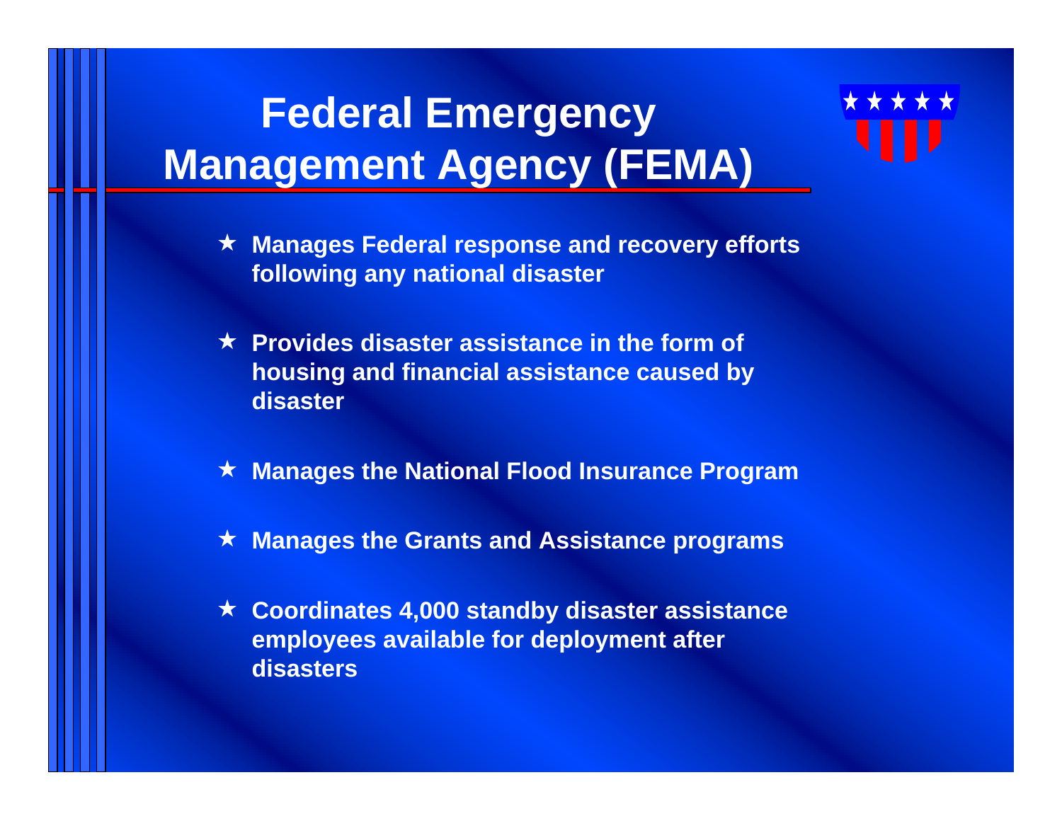# Federal Emergency Management Agency (FEMA)

- Manages Federal response and recovery efforts following any national disaster
- Provides disaster assistance in the form of housing and financial assistance caused by disaster
- Manages the National Flood Insurance Program
- Manages the Grants and Assistance programs
- Coordinates 4,000 standby disaster assistance employees available for deployment after disasters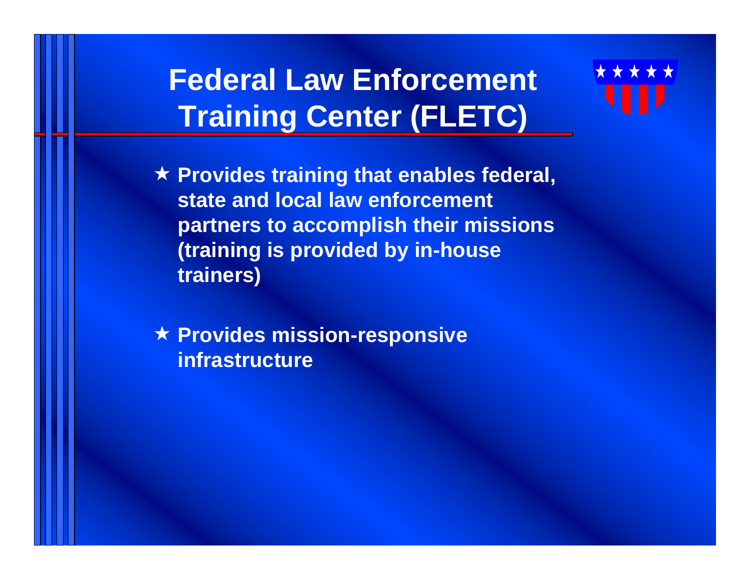# Federal Law Enforcement Training Center (FLETC)

- ★ Provides training that enables federal, state and local law enforcement partners to accomplish their missions (training is provided by in-house trainers)

- ★ Provides mission-responsive infrastructure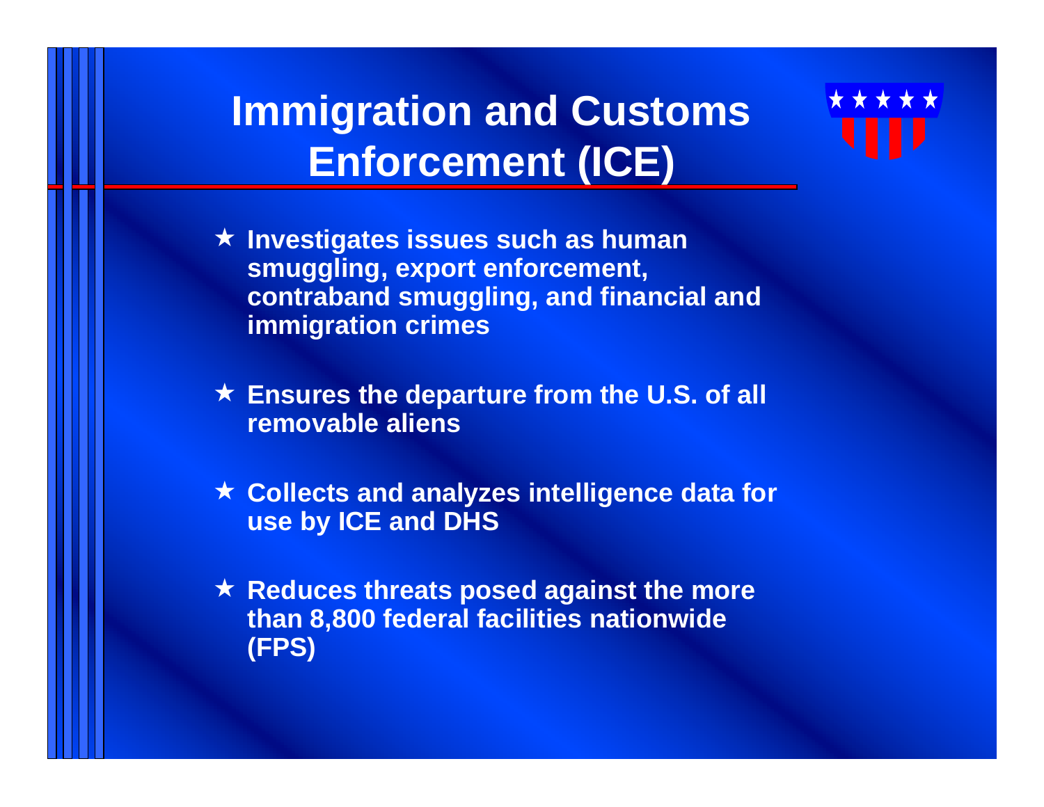# Immigration and Customs Enforcement (ICE)

- Investigates issues such as human smuggling, export enforcement, contraband smuggling, and financial and immigration crimes
- Ensures the departure from the U.S. of all removable aliens
- Collects and analyzes intelligence data for use by ICE and DHS
- Reduces threats posed against the more than 8,800 federal facilities nationwide (FPS)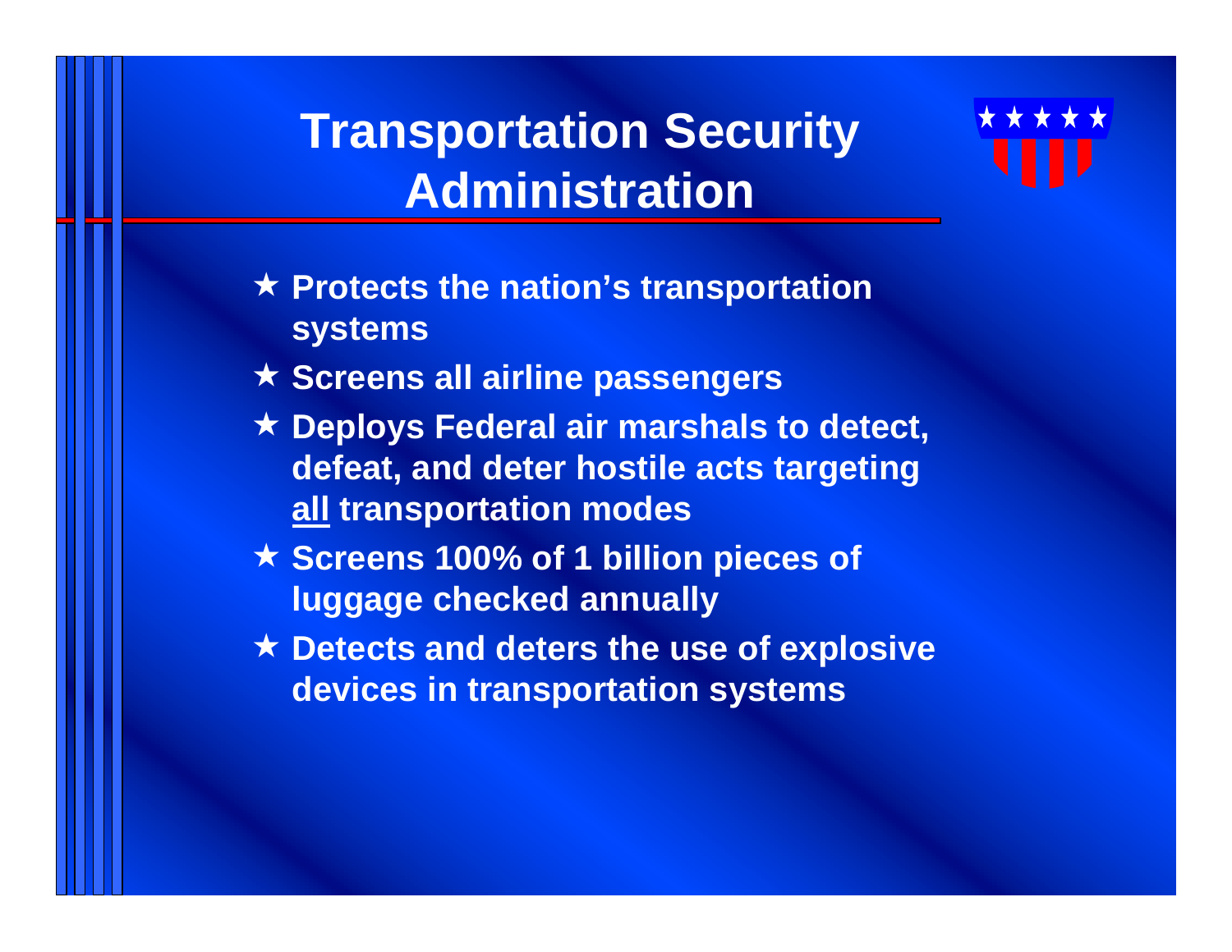# Transportation Security Administration

- ★ Protects the nation's transportation systems
- ★ Screens all airline passengers
- ★ Deploys Federal air marshals to detect, defeat, and deter hostile acts targeting <u>all</u> transportation modes
- ★ Screens 100% of 1 billion pieces of luggage checked annually
- ★ Detects and deters the use of explosive devices in transportation systems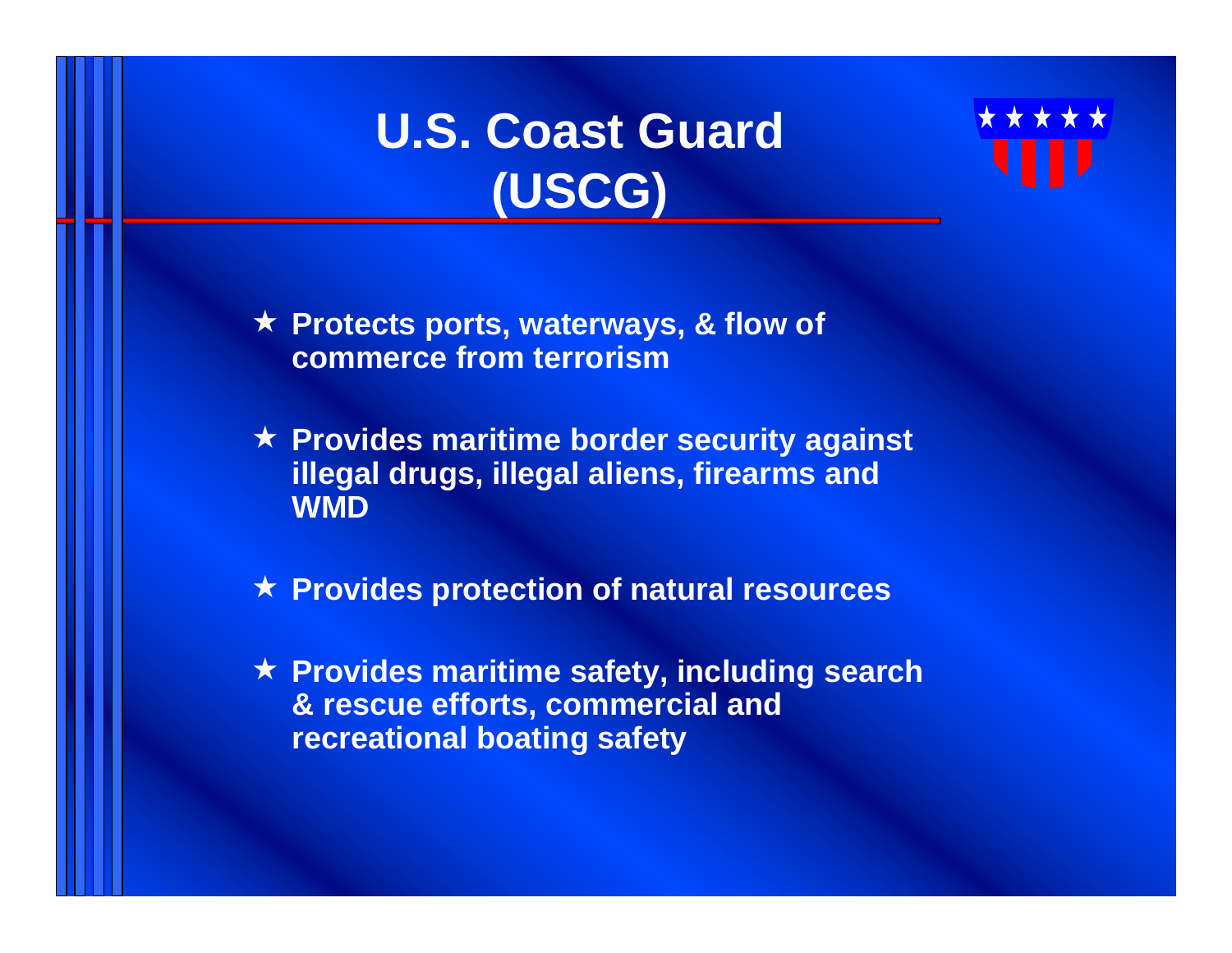# U.S. Coast Guard (USCG)

- ★ Protects ports, waterways, & flow of commerce from terrorism
- ★ Provides maritime border security against illegal drugs, illegal aliens, firearms and WMD
- ★ Provides protection of natural resources
- ★ Provides maritime safety, including search & rescue efforts, commercial and recreational boating safety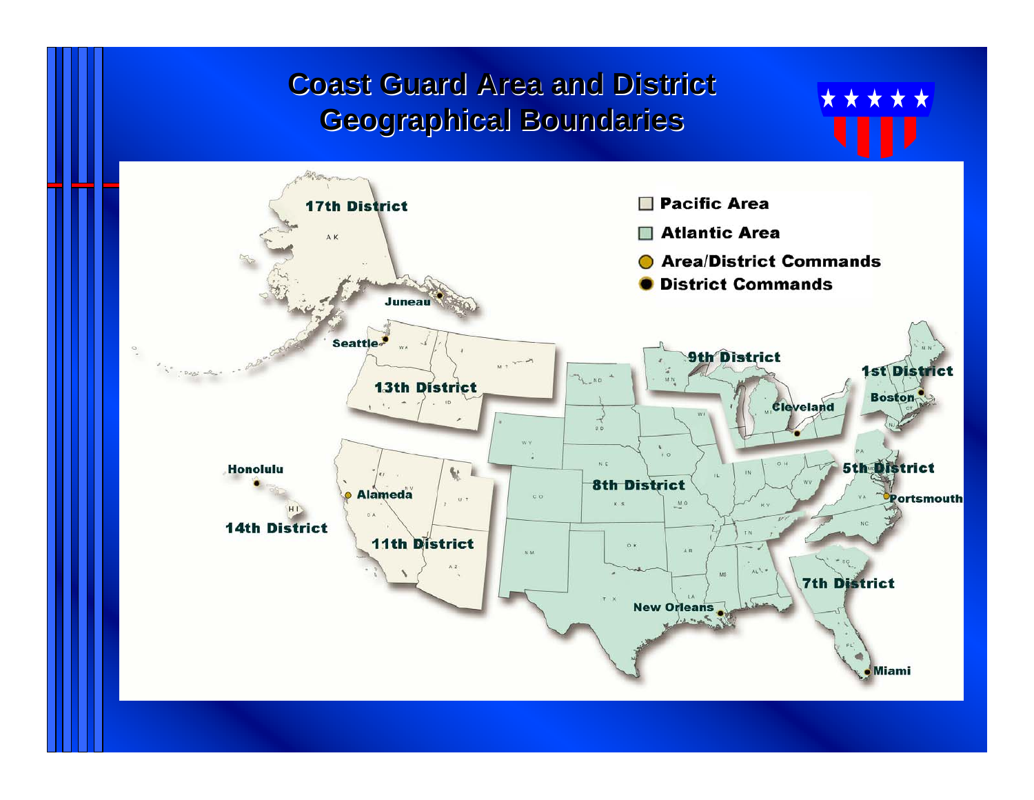# Coast Guard Area and District Geographical Boundaries

- Pacific Area
- Atlantic Area
- Area/District Commands
- District Commands

17th District — Juneau

13th District — Seattle

14th District — Honolulu

11th District — Alameda

9th District — Cleveland

1st District — Boston

8th District — New Orleans

5th District — Portsmouth

7th District — Miami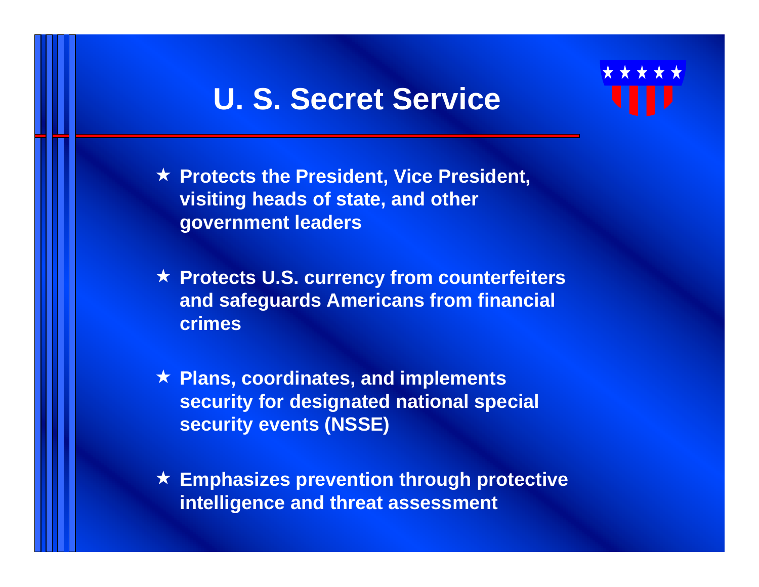# U. S. Secret Service

- ★ Protects the President, Vice President, visiting heads of state, and other government leaders
- ★ Protects U.S. currency from counterfeiters and safeguards Americans from financial crimes
- ★ Plans, coordinates, and implements security for designated national special security events (NSSE)
- ★ Emphasizes prevention through protective intelligence and threat assessment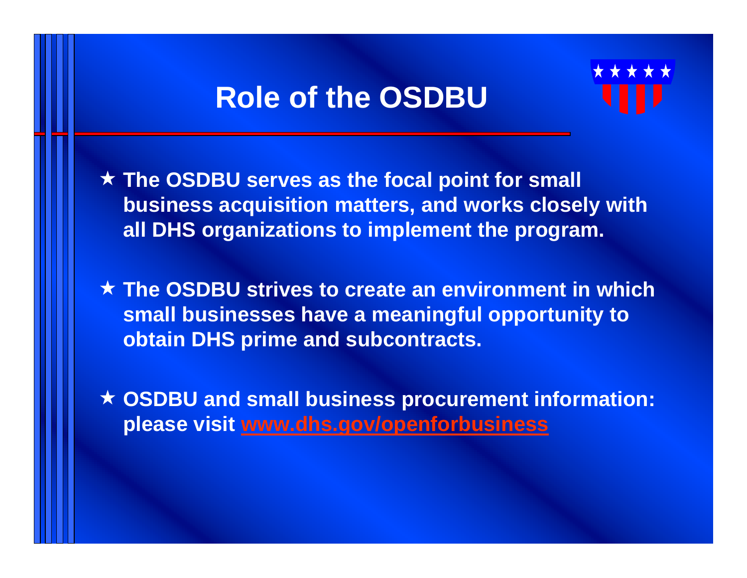# Role of the OSDBU

- ★ **The OSDBU serves as the focal point for small business acquisition matters, and works closely with all DHS organizations to implement the program.**

- ★ **The OSDBU strives to create an environment in which small businesses have a meaningful opportunity to obtain DHS prime and subcontracts.**

- ★ **OSDBU and small business procurement information: please visit www.dhs.gov/openforbusiness**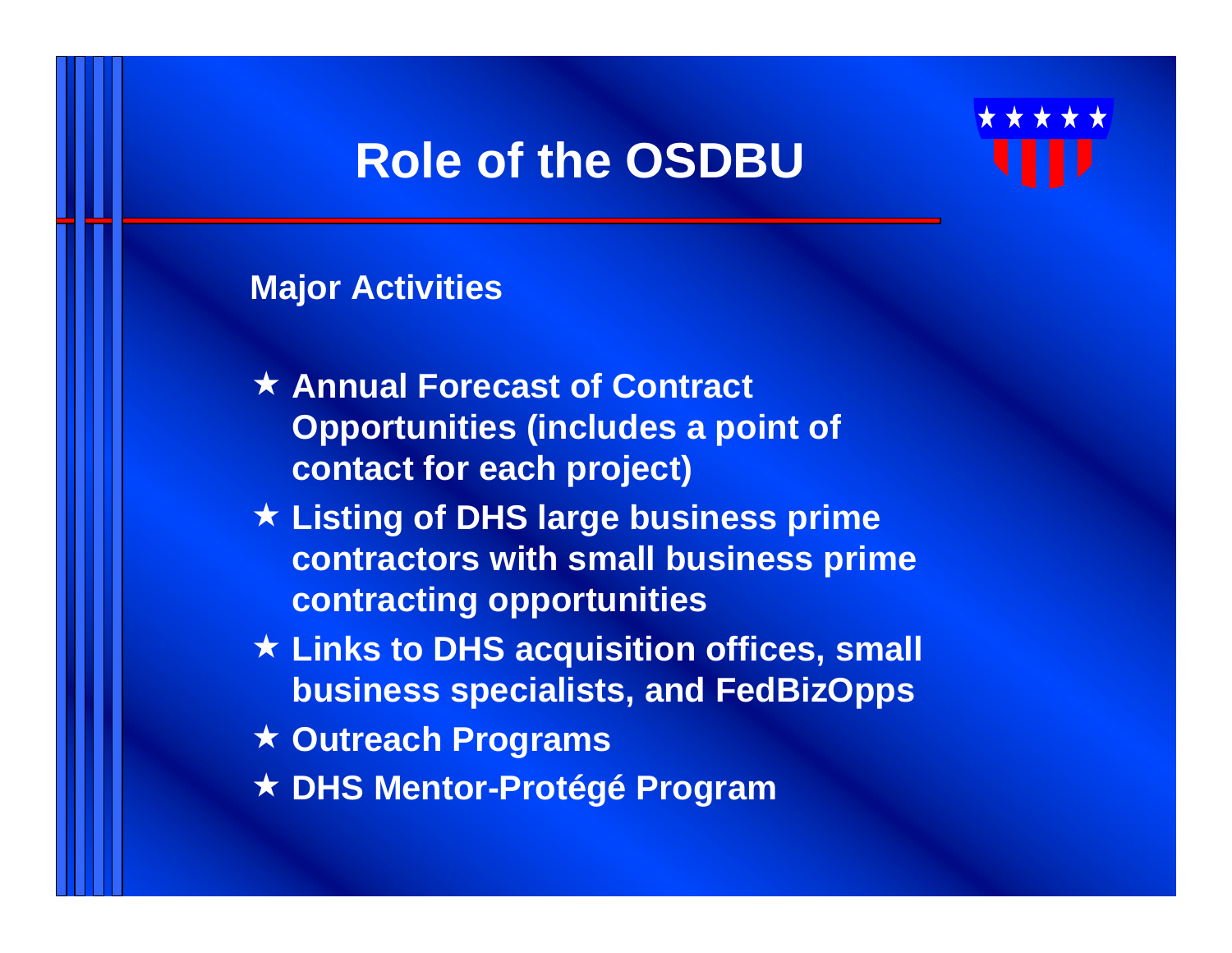# Role of the OSDBU

**Major Activities**

- ★ **Annual Forecast of Contract Opportunities (includes a point of contact for each project)**
- ★ **Listing of DHS large business prime contractors with small business prime contracting opportunities**
- ★ **Links to DHS acquisition offices, small business specialists, and FedBizOpps**
- ★ **Outreach Programs**
- ★ **DHS Mentor-Protégé Program**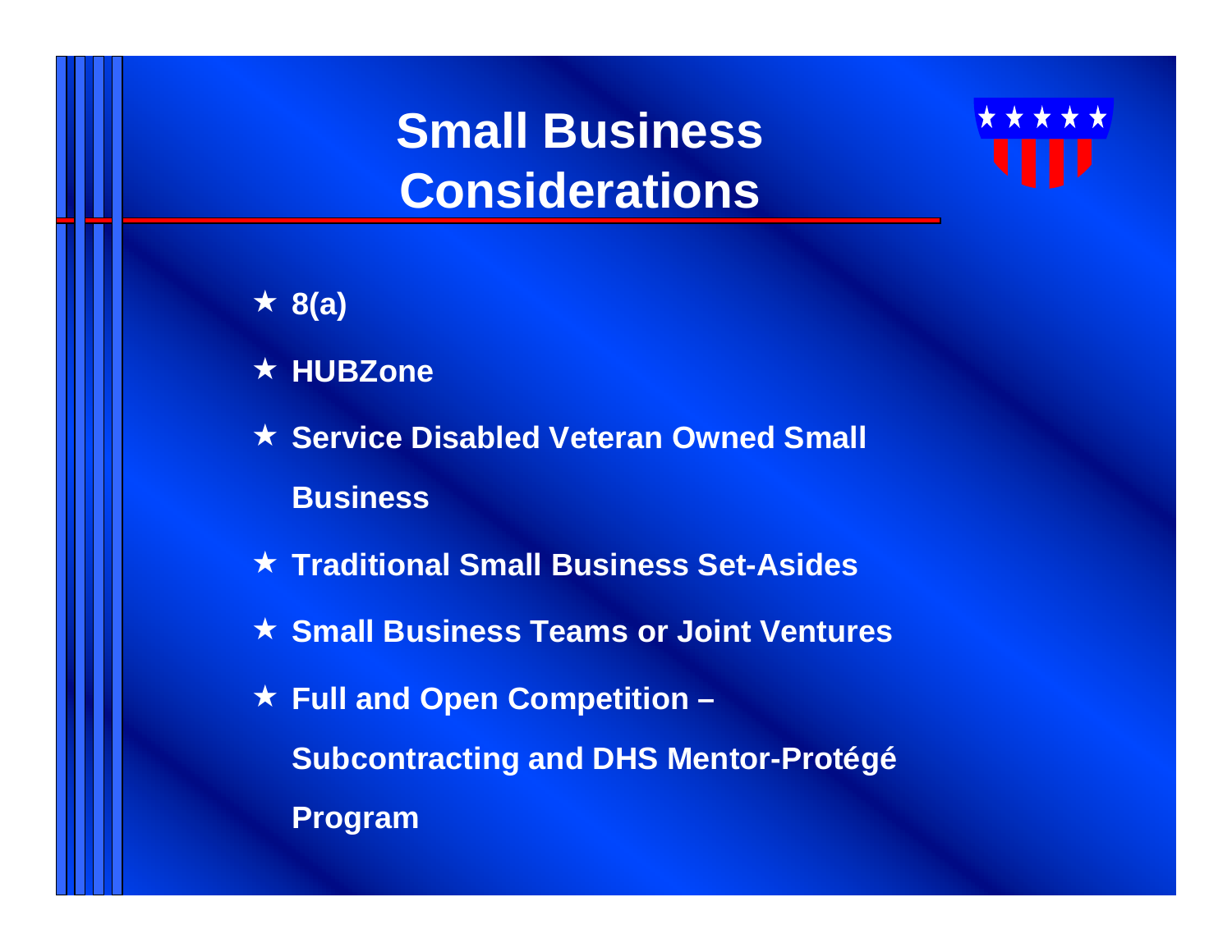# Small Business Considerations

- 8(a)
- HUBZone
- Service Disabled Veteran Owned Small Business
- Traditional Small Business Set-Asides
- Small Business Teams or Joint Ventures
- Full and Open Competition – Subcontracting and DHS Mentor-Protégé Program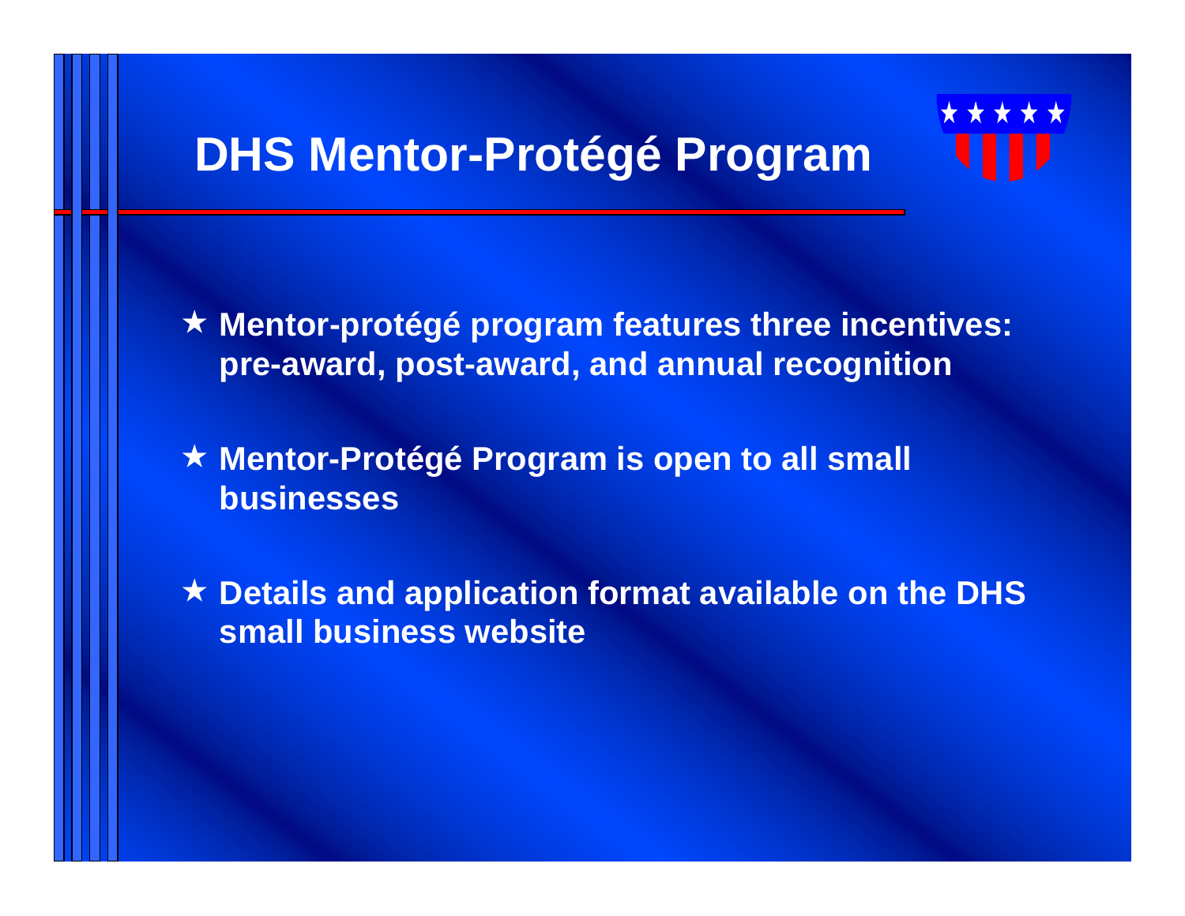# DHS Mentor-Protégé Program

- Mentor-protégé program features three incentives: pre-award, post-award, and annual recognition
- Mentor-Protégé Program is open to all small businesses
- Details and application format available on the DHS small business website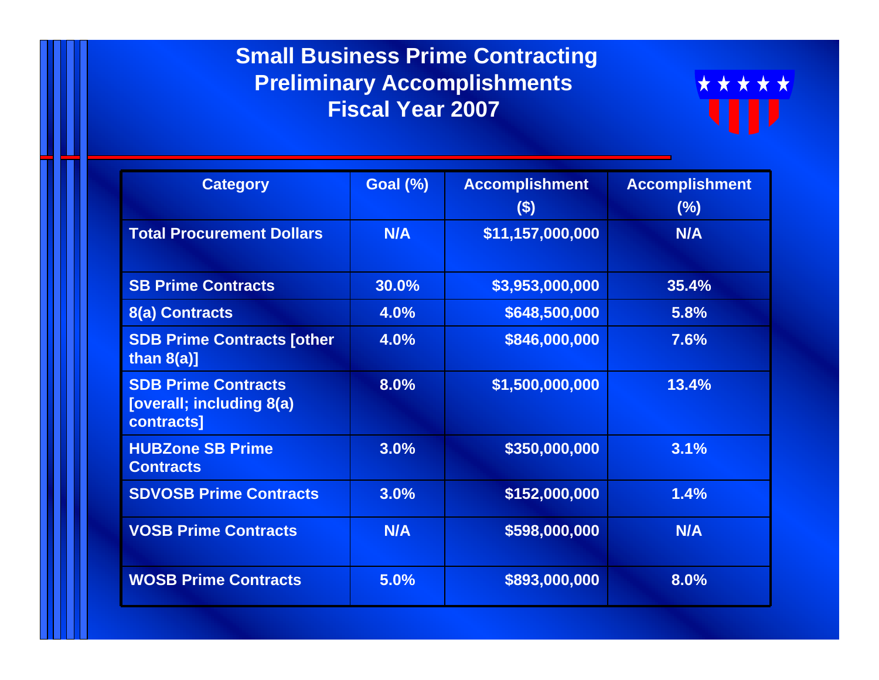# Small Business Prime Contracting Preliminary Accomplishments Fiscal Year 2007

| Category | Goal (%) | Accomplishment ($) | Accomplishment (%) |
|---|---|---|---|
| Total Procurement Dollars | N/A | $11,157,000,000 | N/A |
| SB Prime Contracts | 30.0% | $3,953,000,000 | 35.4% |
| 8(a) Contracts | 4.0% | $648,500,000 | 5.8% |
| SDB Prime Contracts [other than 8(a)] | 4.0% | $846,000,000 | 7.6% |
| SDB Prime Contracts [overall; including 8(a) contracts] | 8.0% | $1,500,000,000 | 13.4% |
| HUBZone SB Prime Contracts | 3.0% | $350,000,000 | 3.1% |
| SDVOSB Prime Contracts | 3.0% | $152,000,000 | 1.4% |
| VOSB Prime Contracts | N/A | $598,000,000 | N/A |
| WOSB Prime Contracts | 5.0% | $893,000,000 | 8.0% |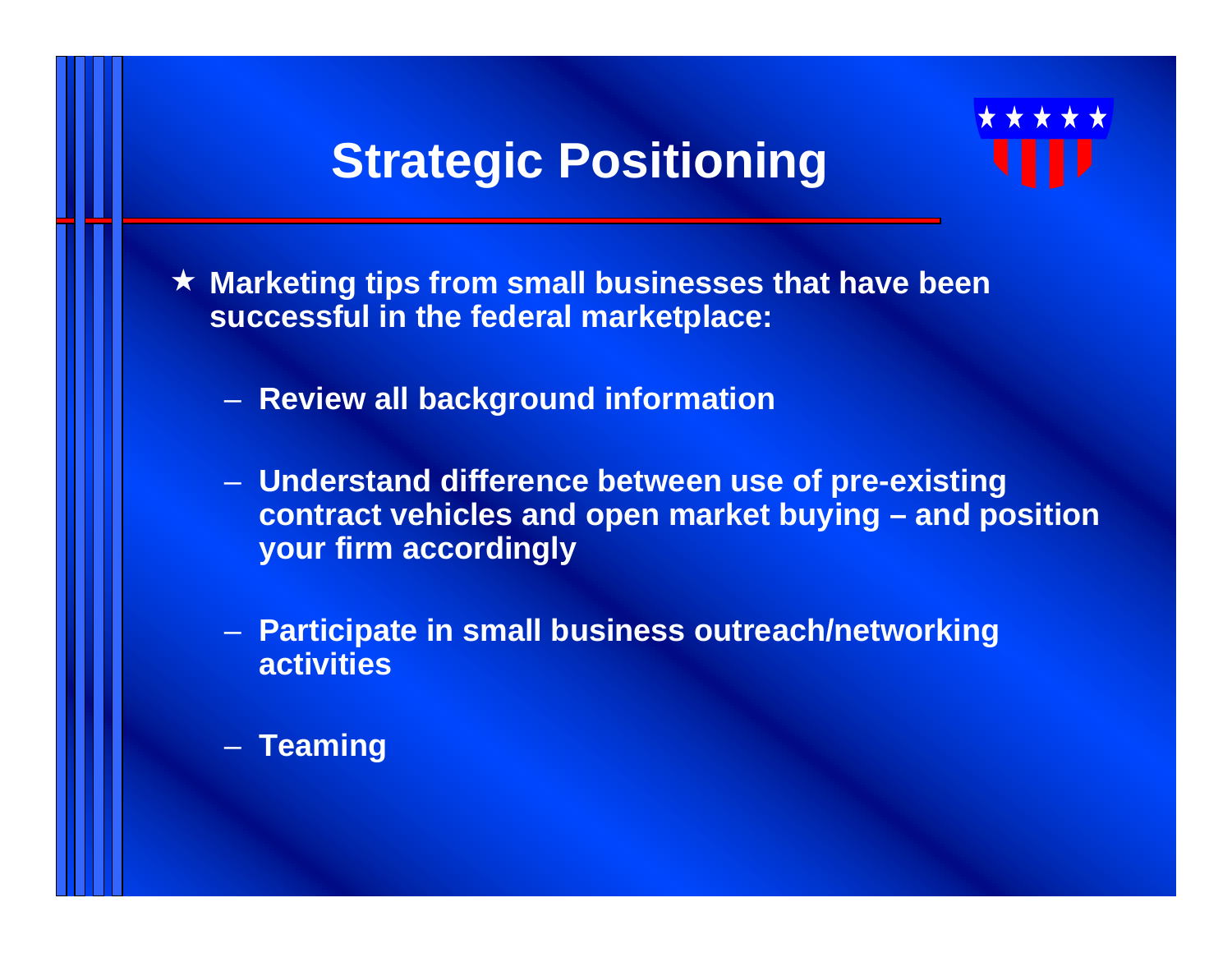# Strategic Positioning

- **Marketing tips from small businesses that have been successful in the federal marketplace:**
  - **Review all background information**
  - **Understand difference between use of pre-existing contract vehicles and open market buying – and position your firm accordingly**
  - **Participate in small business outreach/networking activities**
  - **Teaming**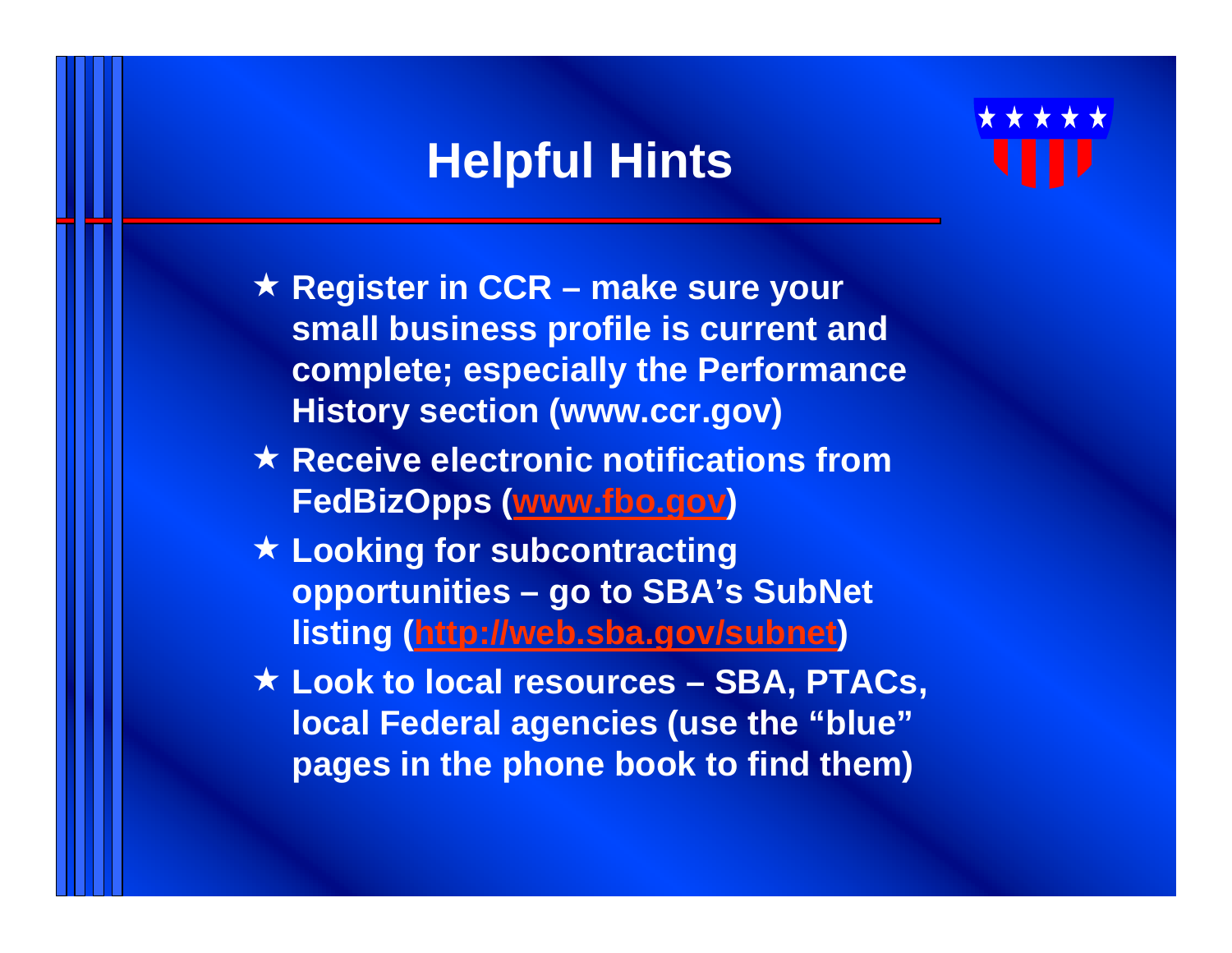# Helpful Hints

- Register in CCR – make sure your small business profile is current and complete; especially the Performance History section (www.ccr.gov)
- Receive electronic notifications from FedBizOpps (www.fbo.gov)
- Looking for subcontracting opportunities – go to SBA's SubNet listing (http://web.sba.gov/subnet)
- Look to local resources – SBA, PTACs, local Federal agencies (use the "blue" pages in the phone book to find them)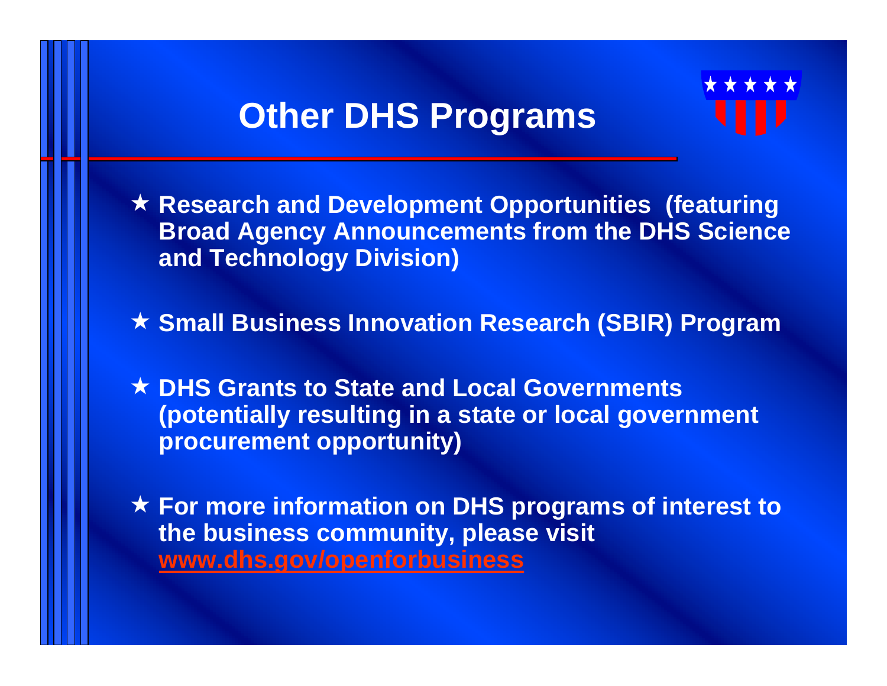# Other DHS Programs

- ★ **Research and Development Opportunities (featuring Broad Agency Announcements from the DHS Science and Technology Division)**
- ★ **Small Business Innovation Research (SBIR) Program**
- ★ **DHS Grants to State and Local Governments (potentially resulting in a state or local government procurement opportunity)**
- ★ **For more information on DHS programs of interest to the business community, please visit www.dhs.gov/openforbusiness**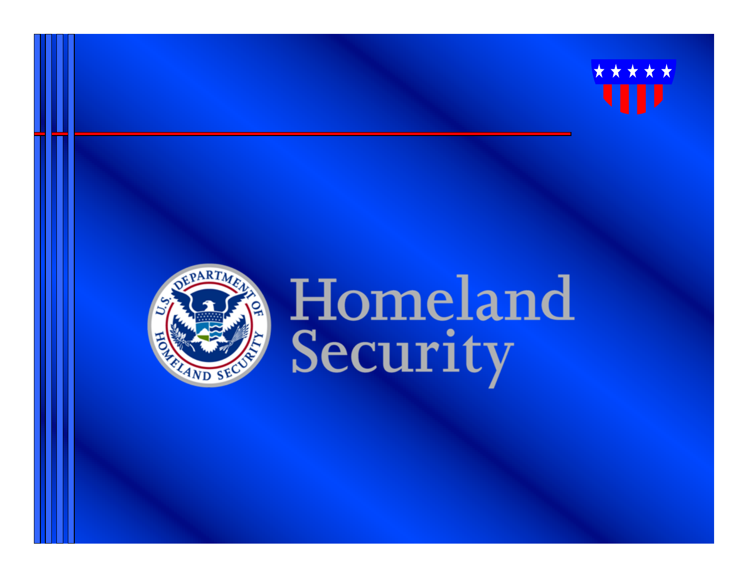Homeland Security